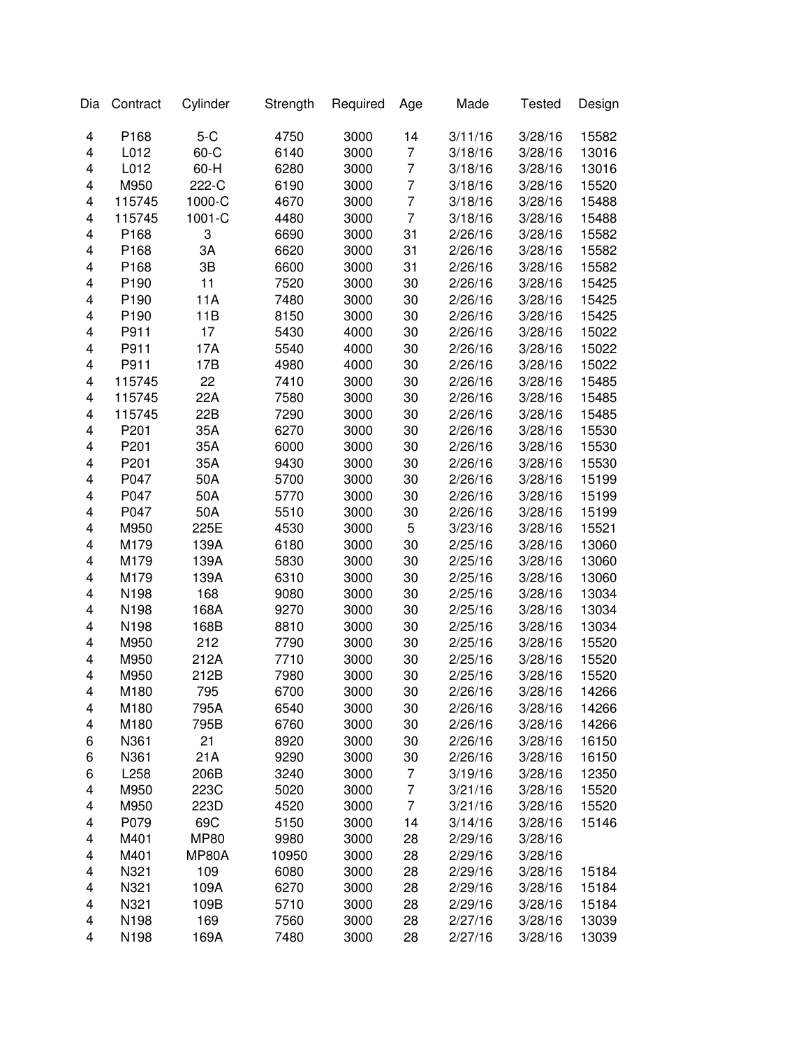| Dia | Contract | Cylinder | Strength | Required | Age | Made | Tested | Design |
|---|---|---|---|---|---|---|---|---|
| 4 | P168 | 5-C | 4750 | 3000 | 14 | 3/11/16 | 3/28/16 | 15582 |
| 4 | L012 | 60-C | 6140 | 3000 | 7 | 3/18/16 | 3/28/16 | 13016 |
| 4 | L012 | 60-H | 6280 | 3000 | 7 | 3/18/16 | 3/28/16 | 13016 |
| 4 | M950 | 222-C | 6190 | 3000 | 7 | 3/18/16 | 3/28/16 | 15520 |
| 4 | 115745 | 1000-C | 4670 | 3000 | 7 | 3/18/16 | 3/28/16 | 15488 |
| 4 | 115745 | 1001-C | 4480 | 3000 | 7 | 3/18/16 | 3/28/16 | 15488 |
| 4 | P168 | 3 | 6690 | 3000 | 31 | 2/26/16 | 3/28/16 | 15582 |
| 4 | P168 | 3A | 6620 | 3000 | 31 | 2/26/16 | 3/28/16 | 15582 |
| 4 | P168 | 3B | 6600 | 3000 | 31 | 2/26/16 | 3/28/16 | 15582 |
| 4 | P190 | 11 | 7520 | 3000 | 30 | 2/26/16 | 3/28/16 | 15425 |
| 4 | P190 | 11A | 7480 | 3000 | 30 | 2/26/16 | 3/28/16 | 15425 |
| 4 | P190 | 11B | 8150 | 3000 | 30 | 2/26/16 | 3/28/16 | 15425 |
| 4 | P911 | 17 | 5430 | 4000 | 30 | 2/26/16 | 3/28/16 | 15022 |
| 4 | P911 | 17A | 5540 | 4000 | 30 | 2/26/16 | 3/28/16 | 15022 |
| 4 | P911 | 17B | 4980 | 4000 | 30 | 2/26/16 | 3/28/16 | 15022 |
| 4 | 115745 | 22 | 7410 | 3000 | 30 | 2/26/16 | 3/28/16 | 15485 |
| 4 | 115745 | 22A | 7580 | 3000 | 30 | 2/26/16 | 3/28/16 | 15485 |
| 4 | 115745 | 22B | 7290 | 3000 | 30 | 2/26/16 | 3/28/16 | 15485 |
| 4 | P201 | 35A | 6270 | 3000 | 30 | 2/26/16 | 3/28/16 | 15530 |
| 4 | P201 | 35A | 6000 | 3000 | 30 | 2/26/16 | 3/28/16 | 15530 |
| 4 | P201 | 35A | 9430 | 3000 | 30 | 2/26/16 | 3/28/16 | 15530 |
| 4 | P047 | 50A | 5700 | 3000 | 30 | 2/26/16 | 3/28/16 | 15199 |
| 4 | P047 | 50A | 5770 | 3000 | 30 | 2/26/16 | 3/28/16 | 15199 |
| 4 | P047 | 50A | 5510 | 3000 | 30 | 2/26/16 | 3/28/16 | 15199 |
| 4 | M950 | 225E | 4530 | 3000 | 5 | 3/23/16 | 3/28/16 | 15521 |
| 4 | M179 | 139A | 6180 | 3000 | 30 | 2/25/16 | 3/28/16 | 13060 |
| 4 | M179 | 139A | 5830 | 3000 | 30 | 2/25/16 | 3/28/16 | 13060 |
| 4 | M179 | 139A | 6310 | 3000 | 30 | 2/25/16 | 3/28/16 | 13060 |
| 4 | N198 | 168 | 9080 | 3000 | 30 | 2/25/16 | 3/28/16 | 13034 |
| 4 | N198 | 168A | 9270 | 3000 | 30 | 2/25/16 | 3/28/16 | 13034 |
| 4 | N198 | 168B | 8810 | 3000 | 30 | 2/25/16 | 3/28/16 | 13034 |
| 4 | M950 | 212 | 7790 | 3000 | 30 | 2/25/16 | 3/28/16 | 15520 |
| 4 | M950 | 212A | 7710 | 3000 | 30 | 2/25/16 | 3/28/16 | 15520 |
| 4 | M950 | 212B | 7980 | 3000 | 30 | 2/25/16 | 3/28/16 | 15520 |
| 4 | M180 | 795 | 6700 | 3000 | 30 | 2/26/16 | 3/28/16 | 14266 |
| 4 | M180 | 795A | 6540 | 3000 | 30 | 2/26/16 | 3/28/16 | 14266 |
| 4 | M180 | 795B | 6760 | 3000 | 30 | 2/26/16 | 3/28/16 | 14266 |
| 6 | N361 | 21 | 8920 | 3000 | 30 | 2/26/16 | 3/28/16 | 16150 |
| 6 | N361 | 21A | 9290 | 3000 | 30 | 2/26/16 | 3/28/16 | 16150 |
| 6 | L258 | 206B | 3240 | 3000 | 7 | 3/19/16 | 3/28/16 | 12350 |
| 4 | M950 | 223C | 5020 | 3000 | 7 | 3/21/16 | 3/28/16 | 15520 |
| 4 | M950 | 223D | 4520 | 3000 | 7 | 3/21/16 | 3/28/16 | 15520 |
| 4 | P079 | 69C | 5150 | 3000 | 14 | 3/14/16 | 3/28/16 | 15146 |
| 4 | M401 | MP80 | 9980 | 3000 | 28 | 2/29/16 | 3/28/16 | |
| 4 | M401 | MP80A | 10950 | 3000 | 28 | 2/29/16 | 3/28/16 | |
| 4 | N321 | 109 | 6080 | 3000 | 28 | 2/29/16 | 3/28/16 | 15184 |
| 4 | N321 | 109A | 6270 | 3000 | 28 | 2/29/16 | 3/28/16 | 15184 |
| 4 | N321 | 109B | 5710 | 3000 | 28 | 2/29/16 | 3/28/16 | 15184 |
| 4 | N198 | 169 | 7560 | 3000 | 28 | 2/27/16 | 3/28/16 | 13039 |
| 4 | N198 | 169A | 7480 | 3000 | 28 | 2/27/16 | 3/28/16 | 13039 |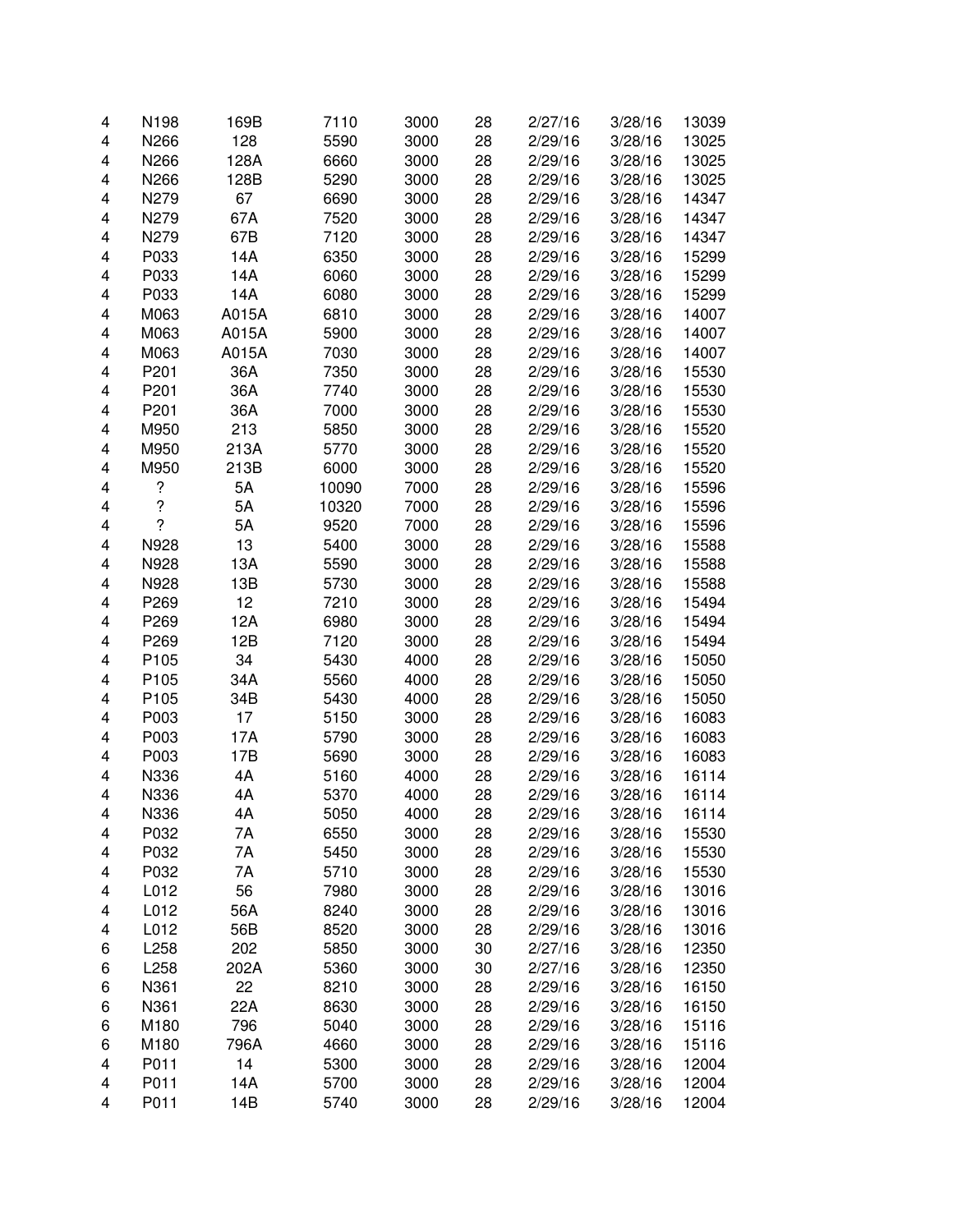| | | | | | | | | |
|---|---|---|---|---|---|---|---|---|
| 4 | N198 | 169B | 7110 | 3000 | 28 | 2/27/16 | 3/28/16 | 13039 |
| 4 | N266 | 128 | 5590 | 3000 | 28 | 2/29/16 | 3/28/16 | 13025 |
| 4 | N266 | 128A | 6660 | 3000 | 28 | 2/29/16 | 3/28/16 | 13025 |
| 4 | N266 | 128B | 5290 | 3000 | 28 | 2/29/16 | 3/28/16 | 13025 |
| 4 | N279 | 67 | 6690 | 3000 | 28 | 2/29/16 | 3/28/16 | 14347 |
| 4 | N279 | 67A | 7520 | 3000 | 28 | 2/29/16 | 3/28/16 | 14347 |
| 4 | N279 | 67B | 7120 | 3000 | 28 | 2/29/16 | 3/28/16 | 14347 |
| 4 | P033 | 14A | 6350 | 3000 | 28 | 2/29/16 | 3/28/16 | 15299 |
| 4 | P033 | 14A | 6060 | 3000 | 28 | 2/29/16 | 3/28/16 | 15299 |
| 4 | P033 | 14A | 6080 | 3000 | 28 | 2/29/16 | 3/28/16 | 15299 |
| 4 | M063 | A015A | 6810 | 3000 | 28 | 2/29/16 | 3/28/16 | 14007 |
| 4 | M063 | A015A | 5900 | 3000 | 28 | 2/29/16 | 3/28/16 | 14007 |
| 4 | M063 | A015A | 7030 | 3000 | 28 | 2/29/16 | 3/28/16 | 14007 |
| 4 | P201 | 36A | 7350 | 3000 | 28 | 2/29/16 | 3/28/16 | 15530 |
| 4 | P201 | 36A | 7740 | 3000 | 28 | 2/29/16 | 3/28/16 | 15530 |
| 4 | P201 | 36A | 7000 | 3000 | 28 | 2/29/16 | 3/28/16 | 15530 |
| 4 | M950 | 213 | 5850 | 3000 | 28 | 2/29/16 | 3/28/16 | 15520 |
| 4 | M950 | 213A | 5770 | 3000 | 28 | 2/29/16 | 3/28/16 | 15520 |
| 4 | M950 | 213B | 6000 | 3000 | 28 | 2/29/16 | 3/28/16 | 15520 |
| 4 | ? | 5A | 10090 | 7000 | 28 | 2/29/16 | 3/28/16 | 15596 |
| 4 | ? | 5A | 10320 | 7000 | 28 | 2/29/16 | 3/28/16 | 15596 |
| 4 | ? | 5A | 9520 | 7000 | 28 | 2/29/16 | 3/28/16 | 15596 |
| 4 | N928 | 13 | 5400 | 3000 | 28 | 2/29/16 | 3/28/16 | 15588 |
| 4 | N928 | 13A | 5590 | 3000 | 28 | 2/29/16 | 3/28/16 | 15588 |
| 4 | N928 | 13B | 5730 | 3000 | 28 | 2/29/16 | 3/28/16 | 15588 |
| 4 | P269 | 12 | 7210 | 3000 | 28 | 2/29/16 | 3/28/16 | 15494 |
| 4 | P269 | 12A | 6980 | 3000 | 28 | 2/29/16 | 3/28/16 | 15494 |
| 4 | P269 | 12B | 7120 | 3000 | 28 | 2/29/16 | 3/28/16 | 15494 |
| 4 | P105 | 34 | 5430 | 4000 | 28 | 2/29/16 | 3/28/16 | 15050 |
| 4 | P105 | 34A | 5560 | 4000 | 28 | 2/29/16 | 3/28/16 | 15050 |
| 4 | P105 | 34B | 5430 | 4000 | 28 | 2/29/16 | 3/28/16 | 15050 |
| 4 | P003 | 17 | 5150 | 3000 | 28 | 2/29/16 | 3/28/16 | 16083 |
| 4 | P003 | 17A | 5790 | 3000 | 28 | 2/29/16 | 3/28/16 | 16083 |
| 4 | P003 | 17B | 5690 | 3000 | 28 | 2/29/16 | 3/28/16 | 16083 |
| 4 | N336 | 4A | 5160 | 4000 | 28 | 2/29/16 | 3/28/16 | 16114 |
| 4 | N336 | 4A | 5370 | 4000 | 28 | 2/29/16 | 3/28/16 | 16114 |
| 4 | N336 | 4A | 5050 | 4000 | 28 | 2/29/16 | 3/28/16 | 16114 |
| 4 | P032 | 7A | 6550 | 3000 | 28 | 2/29/16 | 3/28/16 | 15530 |
| 4 | P032 | 7A | 5450 | 3000 | 28 | 2/29/16 | 3/28/16 | 15530 |
| 4 | P032 | 7A | 5710 | 3000 | 28 | 2/29/16 | 3/28/16 | 15530 |
| 4 | L012 | 56 | 7980 | 3000 | 28 | 2/29/16 | 3/28/16 | 13016 |
| 4 | L012 | 56A | 8240 | 3000 | 28 | 2/29/16 | 3/28/16 | 13016 |
| 4 | L012 | 56B | 8520 | 3000 | 28 | 2/29/16 | 3/28/16 | 13016 |
| 6 | L258 | 202 | 5850 | 3000 | 30 | 2/27/16 | 3/28/16 | 12350 |
| 6 | L258 | 202A | 5360 | 3000 | 30 | 2/27/16 | 3/28/16 | 12350 |
| 6 | N361 | 22 | 8210 | 3000 | 28 | 2/29/16 | 3/28/16 | 16150 |
| 6 | N361 | 22A | 8630 | 3000 | 28 | 2/29/16 | 3/28/16 | 16150 |
| 6 | M180 | 796 | 5040 | 3000 | 28 | 2/29/16 | 3/28/16 | 15116 |
| 6 | M180 | 796A | 4660 | 3000 | 28 | 2/29/16 | 3/28/16 | 15116 |
| 4 | P011 | 14 | 5300 | 3000 | 28 | 2/29/16 | 3/28/16 | 12004 |
| 4 | P011 | 14A | 5700 | 3000 | 28 | 2/29/16 | 3/28/16 | 12004 |
| 4 | P011 | 14B | 5740 | 3000 | 28 | 2/29/16 | 3/28/16 | 12004 |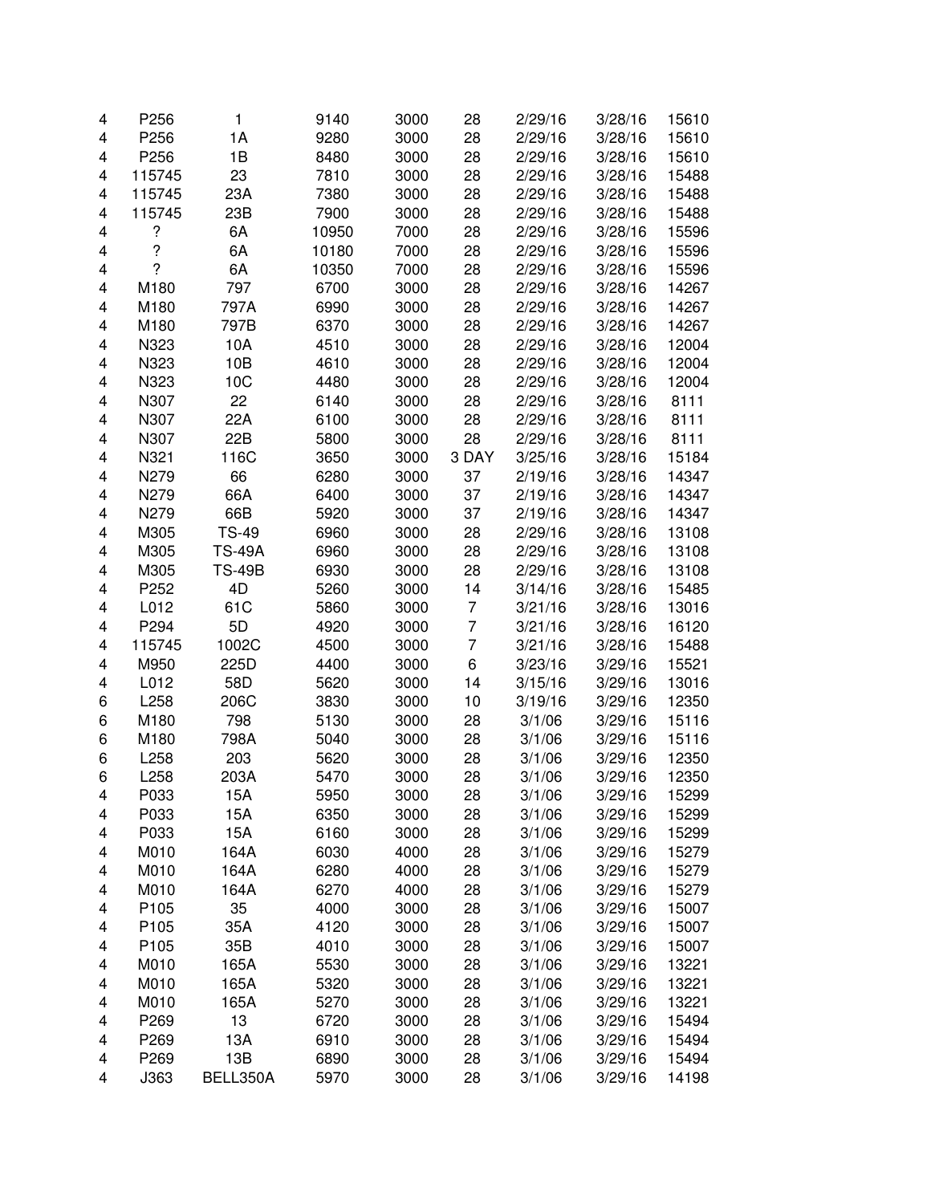| | | | | | | | | |
|---|---|---|---|---|---|---|---|---|
| 4 | P256 | 1 | 9140 | 3000 | 28 | 2/29/16 | 3/28/16 | 15610 |
| 4 | P256 | 1A | 9280 | 3000 | 28 | 2/29/16 | 3/28/16 | 15610 |
| 4 | P256 | 1B | 8480 | 3000 | 28 | 2/29/16 | 3/28/16 | 15610 |
| 4 | 115745 | 23 | 7810 | 3000 | 28 | 2/29/16 | 3/28/16 | 15488 |
| 4 | 115745 | 23A | 7380 | 3000 | 28 | 2/29/16 | 3/28/16 | 15488 |
| 4 | 115745 | 23B | 7900 | 3000 | 28 | 2/29/16 | 3/28/16 | 15488 |
| 4 | ? | 6A | 10950 | 7000 | 28 | 2/29/16 | 3/28/16 | 15596 |
| 4 | ? | 6A | 10180 | 7000 | 28 | 2/29/16 | 3/28/16 | 15596 |
| 4 | ? | 6A | 10350 | 7000 | 28 | 2/29/16 | 3/28/16 | 15596 |
| 4 | M180 | 797 | 6700 | 3000 | 28 | 2/29/16 | 3/28/16 | 14267 |
| 4 | M180 | 797A | 6990 | 3000 | 28 | 2/29/16 | 3/28/16 | 14267 |
| 4 | M180 | 797B | 6370 | 3000 | 28 | 2/29/16 | 3/28/16 | 14267 |
| 4 | N323 | 10A | 4510 | 3000 | 28 | 2/29/16 | 3/28/16 | 12004 |
| 4 | N323 | 10B | 4610 | 3000 | 28 | 2/29/16 | 3/28/16 | 12004 |
| 4 | N323 | 10C | 4480 | 3000 | 28 | 2/29/16 | 3/28/16 | 12004 |
| 4 | N307 | 22 | 6140 | 3000 | 28 | 2/29/16 | 3/28/16 | 8111 |
| 4 | N307 | 22A | 6100 | 3000 | 28 | 2/29/16 | 3/28/16 | 8111 |
| 4 | N307 | 22B | 5800 | 3000 | 28 | 2/29/16 | 3/28/16 | 8111 |
| 4 | N321 | 116C | 3650 | 3000 | 3 DAY | 3/25/16 | 3/28/16 | 15184 |
| 4 | N279 | 66 | 6280 | 3000 | 37 | 2/19/16 | 3/28/16 | 14347 |
| 4 | N279 | 66A | 6400 | 3000 | 37 | 2/19/16 | 3/28/16 | 14347 |
| 4 | N279 | 66B | 5920 | 3000 | 37 | 2/19/16 | 3/28/16 | 14347 |
| 4 | M305 | TS-49 | 6960 | 3000 | 28 | 2/29/16 | 3/28/16 | 13108 |
| 4 | M305 | TS-49A | 6960 | 3000 | 28 | 2/29/16 | 3/28/16 | 13108 |
| 4 | M305 | TS-49B | 6930 | 3000 | 28 | 2/29/16 | 3/28/16 | 13108 |
| 4 | P252 | 4D | 5260 | 3000 | 14 | 3/14/16 | 3/28/16 | 15485 |
| 4 | L012 | 61C | 5860 | 3000 | 7 | 3/21/16 | 3/28/16 | 13016 |
| 4 | P294 | 5D | 4920 | 3000 | 7 | 3/21/16 | 3/28/16 | 16120 |
| 4 | 115745 | 1002C | 4500 | 3000 | 7 | 3/21/16 | 3/28/16 | 15488 |
| 4 | M950 | 225D | 4400 | 3000 | 6 | 3/23/16 | 3/29/16 | 15521 |
| 4 | L012 | 58D | 5620 | 3000 | 14 | 3/15/16 | 3/29/16 | 13016 |
| 6 | L258 | 206C | 3830 | 3000 | 10 | 3/19/16 | 3/29/16 | 12350 |
| 6 | M180 | 798 | 5130 | 3000 | 28 | 3/1/06 | 3/29/16 | 15116 |
| 6 | M180 | 798A | 5040 | 3000 | 28 | 3/1/06 | 3/29/16 | 15116 |
| 6 | L258 | 203 | 5620 | 3000 | 28 | 3/1/06 | 3/29/16 | 12350 |
| 6 | L258 | 203A | 5470 | 3000 | 28 | 3/1/06 | 3/29/16 | 12350 |
| 4 | P033 | 15A | 5950 | 3000 | 28 | 3/1/06 | 3/29/16 | 15299 |
| 4 | P033 | 15A | 6350 | 3000 | 28 | 3/1/06 | 3/29/16 | 15299 |
| 4 | P033 | 15A | 6160 | 3000 | 28 | 3/1/06 | 3/29/16 | 15299 |
| 4 | M010 | 164A | 6030 | 4000 | 28 | 3/1/06 | 3/29/16 | 15279 |
| 4 | M010 | 164A | 6280 | 4000 | 28 | 3/1/06 | 3/29/16 | 15279 |
| 4 | M010 | 164A | 6270 | 4000 | 28 | 3/1/06 | 3/29/16 | 15279 |
| 4 | P105 | 35 | 4000 | 3000 | 28 | 3/1/06 | 3/29/16 | 15007 |
| 4 | P105 | 35A | 4120 | 3000 | 28 | 3/1/06 | 3/29/16 | 15007 |
| 4 | P105 | 35B | 4010 | 3000 | 28 | 3/1/06 | 3/29/16 | 15007 |
| 4 | M010 | 165A | 5530 | 3000 | 28 | 3/1/06 | 3/29/16 | 13221 |
| 4 | M010 | 165A | 5320 | 3000 | 28 | 3/1/06 | 3/29/16 | 13221 |
| 4 | M010 | 165A | 5270 | 3000 | 28 | 3/1/06 | 3/29/16 | 13221 |
| 4 | P269 | 13 | 6720 | 3000 | 28 | 3/1/06 | 3/29/16 | 15494 |
| 4 | P269 | 13A | 6910 | 3000 | 28 | 3/1/06 | 3/29/16 | 15494 |
| 4 | P269 | 13B | 6890 | 3000 | 28 | 3/1/06 | 3/29/16 | 15494 |
| 4 | J363 | BELL350A | 5970 | 3000 | 28 | 3/1/06 | 3/29/16 | 14198 |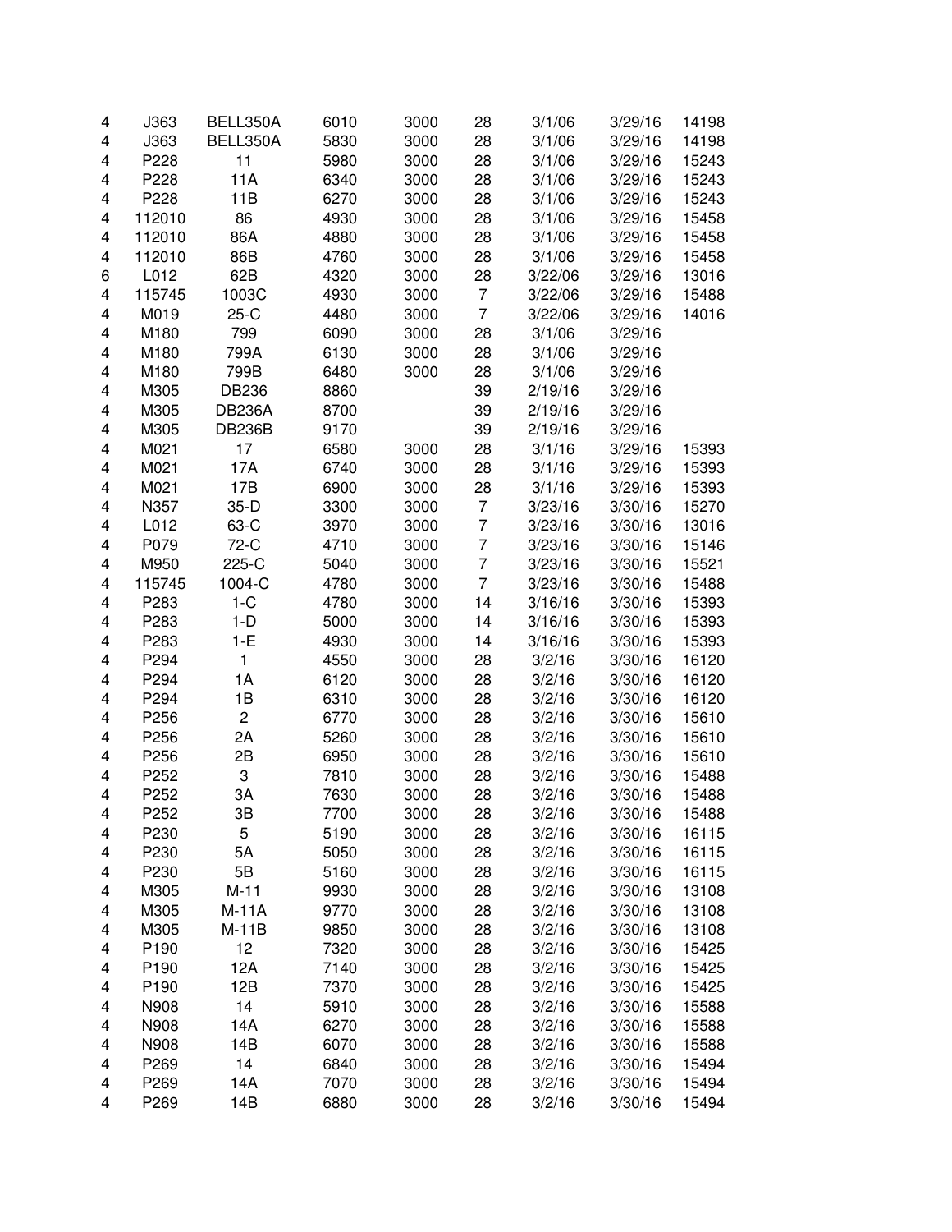| | | | | | | | | |
|---|---|---|---|---|---|---|---|---|
| 4 | J363 | BELL350A | 6010 | 3000 | 28 | 3/1/06 | 3/29/16 | 14198 |
| 4 | J363 | BELL350A | 5830 | 3000 | 28 | 3/1/06 | 3/29/16 | 14198 |
| 4 | P228 | 11 | 5980 | 3000 | 28 | 3/1/06 | 3/29/16 | 15243 |
| 4 | P228 | 11A | 6340 | 3000 | 28 | 3/1/06 | 3/29/16 | 15243 |
| 4 | P228 | 11B | 6270 | 3000 | 28 | 3/1/06 | 3/29/16 | 15243 |
| 4 | 112010 | 86 | 4930 | 3000 | 28 | 3/1/06 | 3/29/16 | 15458 |
| 4 | 112010 | 86A | 4880 | 3000 | 28 | 3/1/06 | 3/29/16 | 15458 |
| 4 | 112010 | 86B | 4760 | 3000 | 28 | 3/1/06 | 3/29/16 | 15458 |
| 6 | L012 | 62B | 4320 | 3000 | 28 | 3/22/06 | 3/29/16 | 13016 |
| 4 | 115745 | 1003C | 4930 | 3000 | 7 | 3/22/06 | 3/29/16 | 15488 |
| 4 | M019 | 25-C | 4480 | 3000 | 7 | 3/22/06 | 3/29/16 | 14016 |
| 4 | M180 | 799 | 6090 | 3000 | 28 | 3/1/06 | 3/29/16 | |
| 4 | M180 | 799A | 6130 | 3000 | 28 | 3/1/06 | 3/29/16 | |
| 4 | M180 | 799B | 6480 | 3000 | 28 | 3/1/06 | 3/29/16 | |
| 4 | M305 | DB236 | 8860 | | 39 | 2/19/16 | 3/29/16 | |
| 4 | M305 | DB236A | 8700 | | 39 | 2/19/16 | 3/29/16 | |
| 4 | M305 | DB236B | 9170 | | 39 | 2/19/16 | 3/29/16 | |
| 4 | M021 | 17 | 6580 | 3000 | 28 | 3/1/16 | 3/29/16 | 15393 |
| 4 | M021 | 17A | 6740 | 3000 | 28 | 3/1/16 | 3/29/16 | 15393 |
| 4 | M021 | 17B | 6900 | 3000 | 28 | 3/1/16 | 3/29/16 | 15393 |
| 4 | N357 | 35-D | 3300 | 3000 | 7 | 3/23/16 | 3/30/16 | 15270 |
| 4 | L012 | 63-C | 3970 | 3000 | 7 | 3/23/16 | 3/30/16 | 13016 |
| 4 | P079 | 72-C | 4710 | 3000 | 7 | 3/23/16 | 3/30/16 | 15146 |
| 4 | M950 | 225-C | 5040 | 3000 | 7 | 3/23/16 | 3/30/16 | 15521 |
| 4 | 115745 | 1004-C | 4780 | 3000 | 7 | 3/23/16 | 3/30/16 | 15488 |
| 4 | P283 | 1-C | 4780 | 3000 | 14 | 3/16/16 | 3/30/16 | 15393 |
| 4 | P283 | 1-D | 5000 | 3000 | 14 | 3/16/16 | 3/30/16 | 15393 |
| 4 | P283 | 1-E | 4930 | 3000 | 14 | 3/16/16 | 3/30/16 | 15393 |
| 4 | P294 | 1 | 4550 | 3000 | 28 | 3/2/16 | 3/30/16 | 16120 |
| 4 | P294 | 1A | 6120 | 3000 | 28 | 3/2/16 | 3/30/16 | 16120 |
| 4 | P294 | 1B | 6310 | 3000 | 28 | 3/2/16 | 3/30/16 | 16120 |
| 4 | P256 | 2 | 6770 | 3000 | 28 | 3/2/16 | 3/30/16 | 15610 |
| 4 | P256 | 2A | 5260 | 3000 | 28 | 3/2/16 | 3/30/16 | 15610 |
| 4 | P256 | 2B | 6950 | 3000 | 28 | 3/2/16 | 3/30/16 | 15610 |
| 4 | P252 | 3 | 7810 | 3000 | 28 | 3/2/16 | 3/30/16 | 15488 |
| 4 | P252 | 3A | 7630 | 3000 | 28 | 3/2/16 | 3/30/16 | 15488 |
| 4 | P252 | 3B | 7700 | 3000 | 28 | 3/2/16 | 3/30/16 | 15488 |
| 4 | P230 | 5 | 5190 | 3000 | 28 | 3/2/16 | 3/30/16 | 16115 |
| 4 | P230 | 5A | 5050 | 3000 | 28 | 3/2/16 | 3/30/16 | 16115 |
| 4 | P230 | 5B | 5160 | 3000 | 28 | 3/2/16 | 3/30/16 | 16115 |
| 4 | M305 | M-11 | 9930 | 3000 | 28 | 3/2/16 | 3/30/16 | 13108 |
| 4 | M305 | M-11A | 9770 | 3000 | 28 | 3/2/16 | 3/30/16 | 13108 |
| 4 | M305 | M-11B | 9850 | 3000 | 28 | 3/2/16 | 3/30/16 | 13108 |
| 4 | P190 | 12 | 7320 | 3000 | 28 | 3/2/16 | 3/30/16 | 15425 |
| 4 | P190 | 12A | 7140 | 3000 | 28 | 3/2/16 | 3/30/16 | 15425 |
| 4 | P190 | 12B | 7370 | 3000 | 28 | 3/2/16 | 3/30/16 | 15425 |
| 4 | N908 | 14 | 5910 | 3000 | 28 | 3/2/16 | 3/30/16 | 15588 |
| 4 | N908 | 14A | 6270 | 3000 | 28 | 3/2/16 | 3/30/16 | 15588 |
| 4 | N908 | 14B | 6070 | 3000 | 28 | 3/2/16 | 3/30/16 | 15588 |
| 4 | P269 | 14 | 6840 | 3000 | 28 | 3/2/16 | 3/30/16 | 15494 |
| 4 | P269 | 14A | 7070 | 3000 | 28 | 3/2/16 | 3/30/16 | 15494 |
| 4 | P269 | 14B | 6880 | 3000 | 28 | 3/2/16 | 3/30/16 | 15494 |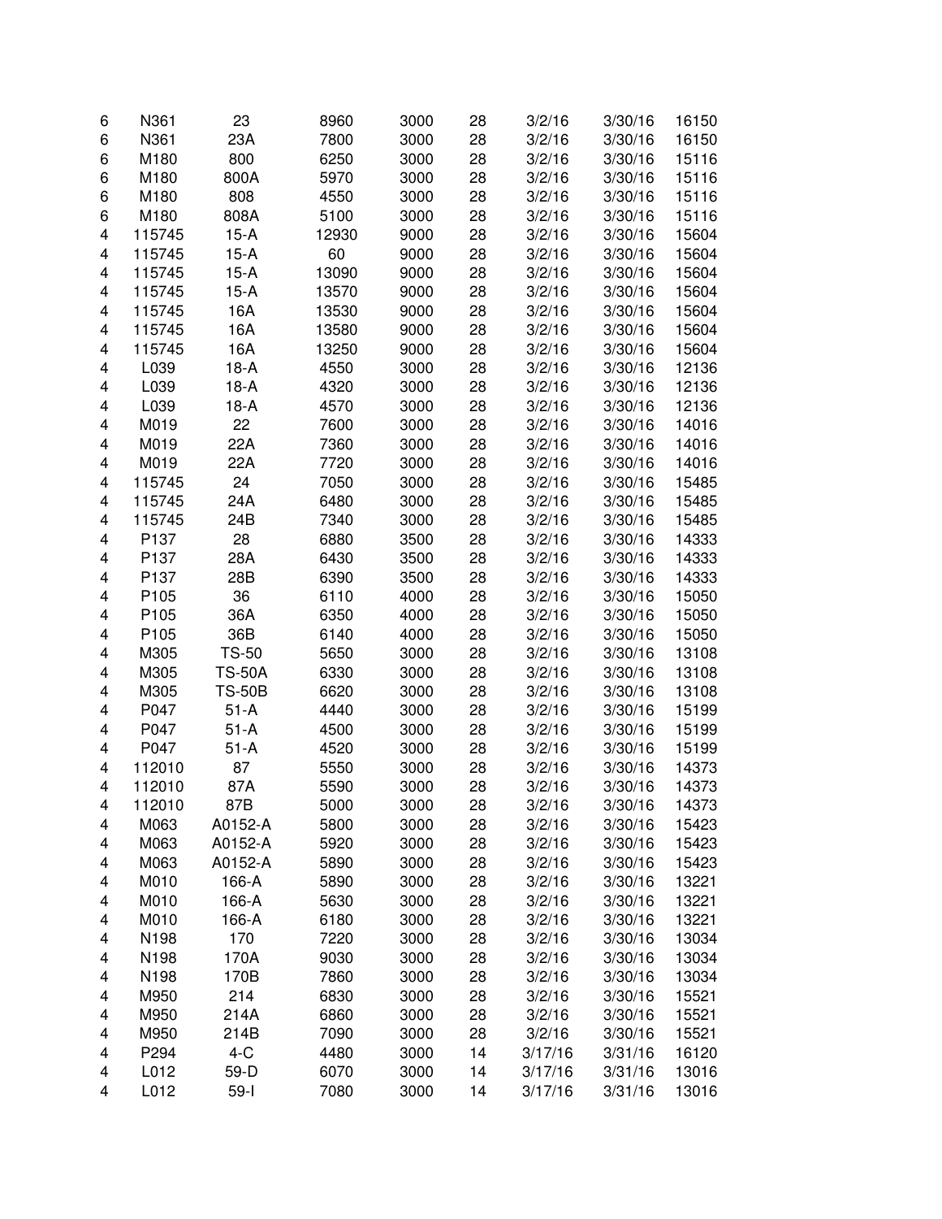| | | | | | | | | |
|---|---|---|---|---|---|---|---|---|
| 6 | N361 | 23 | 8960 | 3000 | 28 | 3/2/16 | 3/30/16 | 16150 |
| 6 | N361 | 23A | 7800 | 3000 | 28 | 3/2/16 | 3/30/16 | 16150 |
| 6 | M180 | 800 | 6250 | 3000 | 28 | 3/2/16 | 3/30/16 | 15116 |
| 6 | M180 | 800A | 5970 | 3000 | 28 | 3/2/16 | 3/30/16 | 15116 |
| 6 | M180 | 808 | 4550 | 3000 | 28 | 3/2/16 | 3/30/16 | 15116 |
| 6 | M180 | 808A | 5100 | 3000 | 28 | 3/2/16 | 3/30/16 | 15116 |
| 4 | 115745 | 15-A | 12930 | 9000 | 28 | 3/2/16 | 3/30/16 | 15604 |
| 4 | 115745 | 15-A | 60 | 9000 | 28 | 3/2/16 | 3/30/16 | 15604 |
| 4 | 115745 | 15-A | 13090 | 9000 | 28 | 3/2/16 | 3/30/16 | 15604 |
| 4 | 115745 | 15-A | 13570 | 9000 | 28 | 3/2/16 | 3/30/16 | 15604 |
| 4 | 115745 | 16A | 13530 | 9000 | 28 | 3/2/16 | 3/30/16 | 15604 |
| 4 | 115745 | 16A | 13580 | 9000 | 28 | 3/2/16 | 3/30/16 | 15604 |
| 4 | 115745 | 16A | 13250 | 9000 | 28 | 3/2/16 | 3/30/16 | 15604 |
| 4 | L039 | 18-A | 4550 | 3000 | 28 | 3/2/16 | 3/30/16 | 12136 |
| 4 | L039 | 18-A | 4320 | 3000 | 28 | 3/2/16 | 3/30/16 | 12136 |
| 4 | L039 | 18-A | 4570 | 3000 | 28 | 3/2/16 | 3/30/16 | 12136 |
| 4 | M019 | 22 | 7600 | 3000 | 28 | 3/2/16 | 3/30/16 | 14016 |
| 4 | M019 | 22A | 7360 | 3000 | 28 | 3/2/16 | 3/30/16 | 14016 |
| 4 | M019 | 22A | 7720 | 3000 | 28 | 3/2/16 | 3/30/16 | 14016 |
| 4 | 115745 | 24 | 7050 | 3000 | 28 | 3/2/16 | 3/30/16 | 15485 |
| 4 | 115745 | 24A | 6480 | 3000 | 28 | 3/2/16 | 3/30/16 | 15485 |
| 4 | 115745 | 24B | 7340 | 3000 | 28 | 3/2/16 | 3/30/16 | 15485 |
| 4 | P137 | 28 | 6880 | 3500 | 28 | 3/2/16 | 3/30/16 | 14333 |
| 4 | P137 | 28A | 6430 | 3500 | 28 | 3/2/16 | 3/30/16 | 14333 |
| 4 | P137 | 28B | 6390 | 3500 | 28 | 3/2/16 | 3/30/16 | 14333 |
| 4 | P105 | 36 | 6110 | 4000 | 28 | 3/2/16 | 3/30/16 | 15050 |
| 4 | P105 | 36A | 6350 | 4000 | 28 | 3/2/16 | 3/30/16 | 15050 |
| 4 | P105 | 36B | 6140 | 4000 | 28 | 3/2/16 | 3/30/16 | 15050 |
| 4 | M305 | TS-50 | 5650 | 3000 | 28 | 3/2/16 | 3/30/16 | 13108 |
| 4 | M305 | TS-50A | 6330 | 3000 | 28 | 3/2/16 | 3/30/16 | 13108 |
| 4 | M305 | TS-50B | 6620 | 3000 | 28 | 3/2/16 | 3/30/16 | 13108 |
| 4 | P047 | 51-A | 4440 | 3000 | 28 | 3/2/16 | 3/30/16 | 15199 |
| 4 | P047 | 51-A | 4500 | 3000 | 28 | 3/2/16 | 3/30/16 | 15199 |
| 4 | P047 | 51-A | 4520 | 3000 | 28 | 3/2/16 | 3/30/16 | 15199 |
| 4 | 112010 | 87 | 5550 | 3000 | 28 | 3/2/16 | 3/30/16 | 14373 |
| 4 | 112010 | 87A | 5590 | 3000 | 28 | 3/2/16 | 3/30/16 | 14373 |
| 4 | 112010 | 87B | 5000 | 3000 | 28 | 3/2/16 | 3/30/16 | 14373 |
| 4 | M063 | A0152-A | 5800 | 3000 | 28 | 3/2/16 | 3/30/16 | 15423 |
| 4 | M063 | A0152-A | 5920 | 3000 | 28 | 3/2/16 | 3/30/16 | 15423 |
| 4 | M063 | A0152-A | 5890 | 3000 | 28 | 3/2/16 | 3/30/16 | 15423 |
| 4 | M010 | 166-A | 5890 | 3000 | 28 | 3/2/16 | 3/30/16 | 13221 |
| 4 | M010 | 166-A | 5630 | 3000 | 28 | 3/2/16 | 3/30/16 | 13221 |
| 4 | M010 | 166-A | 6180 | 3000 | 28 | 3/2/16 | 3/30/16 | 13221 |
| 4 | N198 | 170 | 7220 | 3000 | 28 | 3/2/16 | 3/30/16 | 13034 |
| 4 | N198 | 170A | 9030 | 3000 | 28 | 3/2/16 | 3/30/16 | 13034 |
| 4 | N198 | 170B | 7860 | 3000 | 28 | 3/2/16 | 3/30/16 | 13034 |
| 4 | M950 | 214 | 6830 | 3000 | 28 | 3/2/16 | 3/30/16 | 15521 |
| 4 | M950 | 214A | 6860 | 3000 | 28 | 3/2/16 | 3/30/16 | 15521 |
| 4 | M950 | 214B | 7090 | 3000 | 28 | 3/2/16 | 3/30/16 | 15521 |
| 4 | P294 | 4-C | 4480 | 3000 | 14 | 3/17/16 | 3/31/16 | 16120 |
| 4 | L012 | 59-D | 6070 | 3000 | 14 | 3/17/16 | 3/31/16 | 13016 |
| 4 | L012 | 59-I | 7080 | 3000 | 14 | 3/17/16 | 3/31/16 | 13016 |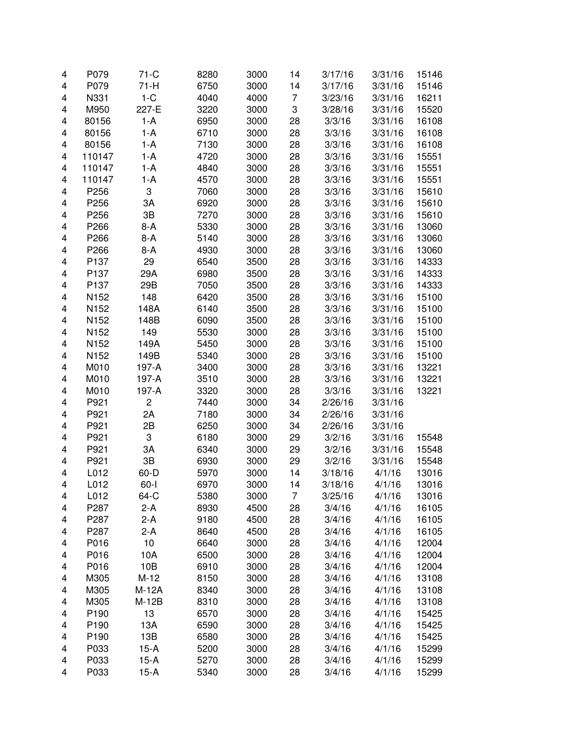| | | | | | | | | |
|---|---|---|---|---|---|---|---|---|
| 4 | P079 | 71-C | 8280 | 3000 | 14 | 3/17/16 | 3/31/16 | 15146 |
| 4 | P079 | 71-H | 6750 | 3000 | 14 | 3/17/16 | 3/31/16 | 15146 |
| 4 | N331 | 1-C | 4040 | 4000 | 7 | 3/23/16 | 3/31/16 | 16211 |
| 4 | M950 | 227-E | 3220 | 3000 | 3 | 3/28/16 | 3/31/16 | 15520 |
| 4 | 80156 | 1-A | 6950 | 3000 | 28 | 3/3/16 | 3/31/16 | 16108 |
| 4 | 80156 | 1-A | 6710 | 3000 | 28 | 3/3/16 | 3/31/16 | 16108 |
| 4 | 80156 | 1-A | 7130 | 3000 | 28 | 3/3/16 | 3/31/16 | 16108 |
| 4 | 110147 | 1-A | 4720 | 3000 | 28 | 3/3/16 | 3/31/16 | 15551 |
| 4 | 110147 | 1-A | 4840 | 3000 | 28 | 3/3/16 | 3/31/16 | 15551 |
| 4 | 110147 | 1-A | 4570 | 3000 | 28 | 3/3/16 | 3/31/16 | 15551 |
| 4 | P256 | 3 | 7060 | 3000 | 28 | 3/3/16 | 3/31/16 | 15610 |
| 4 | P256 | 3A | 6920 | 3000 | 28 | 3/3/16 | 3/31/16 | 15610 |
| 4 | P256 | 3B | 7270 | 3000 | 28 | 3/3/16 | 3/31/16 | 15610 |
| 4 | P266 | 8-A | 5330 | 3000 | 28 | 3/3/16 | 3/31/16 | 13060 |
| 4 | P266 | 8-A | 5140 | 3000 | 28 | 3/3/16 | 3/31/16 | 13060 |
| 4 | P266 | 8-A | 4930 | 3000 | 28 | 3/3/16 | 3/31/16 | 13060 |
| 4 | P137 | 29 | 6540 | 3500 | 28 | 3/3/16 | 3/31/16 | 14333 |
| 4 | P137 | 29A | 6980 | 3500 | 28 | 3/3/16 | 3/31/16 | 14333 |
| 4 | P137 | 29B | 7050 | 3500 | 28 | 3/3/16 | 3/31/16 | 14333 |
| 4 | N152 | 148 | 6420 | 3500 | 28 | 3/3/16 | 3/31/16 | 15100 |
| 4 | N152 | 148A | 6140 | 3500 | 28 | 3/3/16 | 3/31/16 | 15100 |
| 4 | N152 | 148B | 6090 | 3500 | 28 | 3/3/16 | 3/31/16 | 15100 |
| 4 | N152 | 149 | 5530 | 3000 | 28 | 3/3/16 | 3/31/16 | 15100 |
| 4 | N152 | 149A | 5450 | 3000 | 28 | 3/3/16 | 3/31/16 | 15100 |
| 4 | N152 | 149B | 5340 | 3000 | 28 | 3/3/16 | 3/31/16 | 15100 |
| 4 | M010 | 197-A | 3400 | 3000 | 28 | 3/3/16 | 3/31/16 | 13221 |
| 4 | M010 | 197-A | 3510 | 3000 | 28 | 3/3/16 | 3/31/16 | 13221 |
| 4 | M010 | 197-A | 3320 | 3000 | 28 | 3/3/16 | 3/31/16 | 13221 |
| 4 | P921 | 2 | 7440 | 3000 | 34 | 2/26/16 | 3/31/16 | |
| 4 | P921 | 2A | 7180 | 3000 | 34 | 2/26/16 | 3/31/16 | |
| 4 | P921 | 2B | 6250 | 3000 | 34 | 2/26/16 | 3/31/16 | |
| 4 | P921 | 3 | 6180 | 3000 | 29 | 3/2/16 | 3/31/16 | 15548 |
| 4 | P921 | 3A | 6340 | 3000 | 29 | 3/2/16 | 3/31/16 | 15548 |
| 4 | P921 | 3B | 6930 | 3000 | 29 | 3/2/16 | 3/31/16 | 15548 |
| 4 | L012 | 60-D | 5970 | 3000 | 14 | 3/18/16 | 4/1/16 | 13016 |
| 4 | L012 | 60-I | 6970 | 3000 | 14 | 3/18/16 | 4/1/16 | 13016 |
| 4 | L012 | 64-C | 5380 | 3000 | 7 | 3/25/16 | 4/1/16 | 13016 |
| 4 | P287 | 2-A | 8930 | 4500 | 28 | 3/4/16 | 4/1/16 | 16105 |
| 4 | P287 | 2-A | 9180 | 4500 | 28 | 3/4/16 | 4/1/16 | 16105 |
| 4 | P287 | 2-A | 8640 | 4500 | 28 | 3/4/16 | 4/1/16 | 16105 |
| 4 | P016 | 10 | 6640 | 3000 | 28 | 3/4/16 | 4/1/16 | 12004 |
| 4 | P016 | 10A | 6500 | 3000 | 28 | 3/4/16 | 4/1/16 | 12004 |
| 4 | P016 | 10B | 6910 | 3000 | 28 | 3/4/16 | 4/1/16 | 12004 |
| 4 | M305 | M-12 | 8150 | 3000 | 28 | 3/4/16 | 4/1/16 | 13108 |
| 4 | M305 | M-12A | 8340 | 3000 | 28 | 3/4/16 | 4/1/16 | 13108 |
| 4 | M305 | M-12B | 8310 | 3000 | 28 | 3/4/16 | 4/1/16 | 13108 |
| 4 | P190 | 13 | 6570 | 3000 | 28 | 3/4/16 | 4/1/16 | 15425 |
| 4 | P190 | 13A | 6590 | 3000 | 28 | 3/4/16 | 4/1/16 | 15425 |
| 4 | P190 | 13B | 6580 | 3000 | 28 | 3/4/16 | 4/1/16 | 15425 |
| 4 | P033 | 15-A | 5200 | 3000 | 28 | 3/4/16 | 4/1/16 | 15299 |
| 4 | P033 | 15-A | 5270 | 3000 | 28 | 3/4/16 | 4/1/16 | 15299 |
| 4 | P033 | 15-A | 5340 | 3000 | 28 | 3/4/16 | 4/1/16 | 15299 |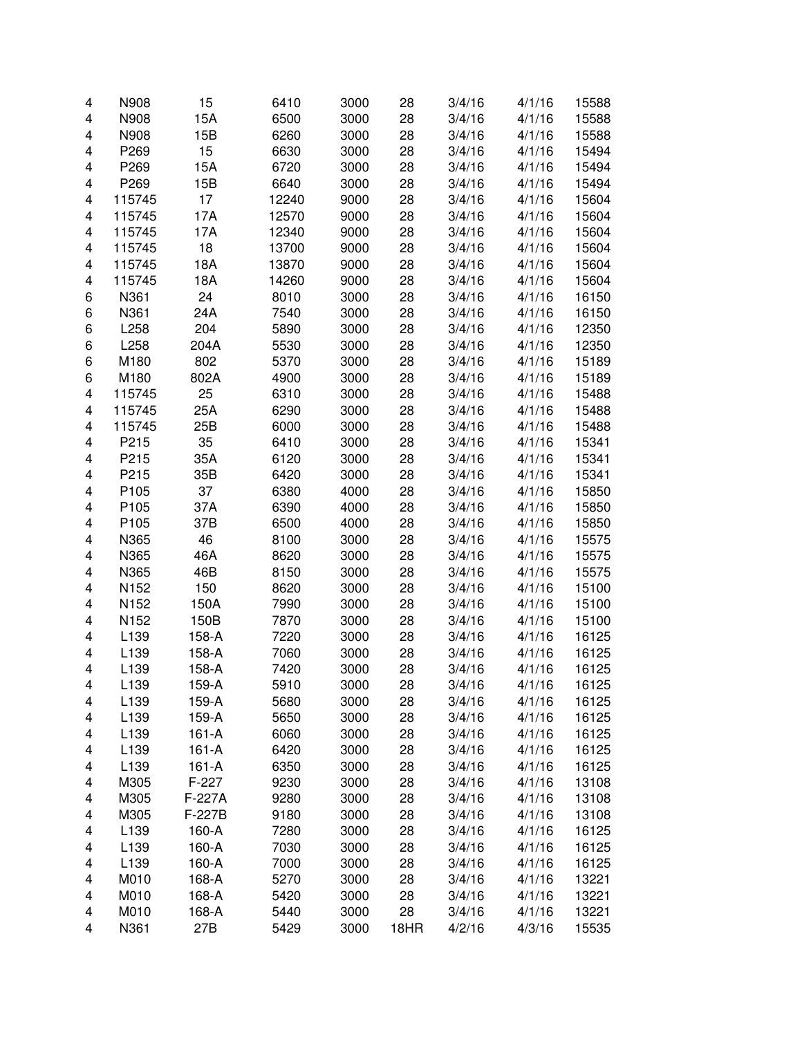| | | | | | | | | |
|---|---|---|---|---|---|---|---|---|
| 4 | N908 | 15 | 6410 | 3000 | 28 | 3/4/16 | 4/1/16 | 15588 |
| 4 | N908 | 15A | 6500 | 3000 | 28 | 3/4/16 | 4/1/16 | 15588 |
| 4 | N908 | 15B | 6260 | 3000 | 28 | 3/4/16 | 4/1/16 | 15588 |
| 4 | P269 | 15 | 6630 | 3000 | 28 | 3/4/16 | 4/1/16 | 15494 |
| 4 | P269 | 15A | 6720 | 3000 | 28 | 3/4/16 | 4/1/16 | 15494 |
| 4 | P269 | 15B | 6640 | 3000 | 28 | 3/4/16 | 4/1/16 | 15494 |
| 4 | 115745 | 17 | 12240 | 9000 | 28 | 3/4/16 | 4/1/16 | 15604 |
| 4 | 115745 | 17A | 12570 | 9000 | 28 | 3/4/16 | 4/1/16 | 15604 |
| 4 | 115745 | 17A | 12340 | 9000 | 28 | 3/4/16 | 4/1/16 | 15604 |
| 4 | 115745 | 18 | 13700 | 9000 | 28 | 3/4/16 | 4/1/16 | 15604 |
| 4 | 115745 | 18A | 13870 | 9000 | 28 | 3/4/16 | 4/1/16 | 15604 |
| 4 | 115745 | 18A | 14260 | 9000 | 28 | 3/4/16 | 4/1/16 | 15604 |
| 6 | N361 | 24 | 8010 | 3000 | 28 | 3/4/16 | 4/1/16 | 16150 |
| 6 | N361 | 24A | 7540 | 3000 | 28 | 3/4/16 | 4/1/16 | 16150 |
| 6 | L258 | 204 | 5890 | 3000 | 28 | 3/4/16 | 4/1/16 | 12350 |
| 6 | L258 | 204A | 5530 | 3000 | 28 | 3/4/16 | 4/1/16 | 12350 |
| 6 | M180 | 802 | 5370 | 3000 | 28 | 3/4/16 | 4/1/16 | 15189 |
| 6 | M180 | 802A | 4900 | 3000 | 28 | 3/4/16 | 4/1/16 | 15189 |
| 4 | 115745 | 25 | 6310 | 3000 | 28 | 3/4/16 | 4/1/16 | 15488 |
| 4 | 115745 | 25A | 6290 | 3000 | 28 | 3/4/16 | 4/1/16 | 15488 |
| 4 | 115745 | 25B | 6000 | 3000 | 28 | 3/4/16 | 4/1/16 | 15488 |
| 4 | P215 | 35 | 6410 | 3000 | 28 | 3/4/16 | 4/1/16 | 15341 |
| 4 | P215 | 35A | 6120 | 3000 | 28 | 3/4/16 | 4/1/16 | 15341 |
| 4 | P215 | 35B | 6420 | 3000 | 28 | 3/4/16 | 4/1/16 | 15341 |
| 4 | P105 | 37 | 6380 | 4000 | 28 | 3/4/16 | 4/1/16 | 15850 |
| 4 | P105 | 37A | 6390 | 4000 | 28 | 3/4/16 | 4/1/16 | 15850 |
| 4 | P105 | 37B | 6500 | 4000 | 28 | 3/4/16 | 4/1/16 | 15850 |
| 4 | N365 | 46 | 8100 | 3000 | 28 | 3/4/16 | 4/1/16 | 15575 |
| 4 | N365 | 46A | 8620 | 3000 | 28 | 3/4/16 | 4/1/16 | 15575 |
| 4 | N365 | 46B | 8150 | 3000 | 28 | 3/4/16 | 4/1/16 | 15575 |
| 4 | N152 | 150 | 8620 | 3000 | 28 | 3/4/16 | 4/1/16 | 15100 |
| 4 | N152 | 150A | 7990 | 3000 | 28 | 3/4/16 | 4/1/16 | 15100 |
| 4 | N152 | 150B | 7870 | 3000 | 28 | 3/4/16 | 4/1/16 | 15100 |
| 4 | L139 | 158-A | 7220 | 3000 | 28 | 3/4/16 | 4/1/16 | 16125 |
| 4 | L139 | 158-A | 7060 | 3000 | 28 | 3/4/16 | 4/1/16 | 16125 |
| 4 | L139 | 158-A | 7420 | 3000 | 28 | 3/4/16 | 4/1/16 | 16125 |
| 4 | L139 | 159-A | 5910 | 3000 | 28 | 3/4/16 | 4/1/16 | 16125 |
| 4 | L139 | 159-A | 5680 | 3000 | 28 | 3/4/16 | 4/1/16 | 16125 |
| 4 | L139 | 159-A | 5650 | 3000 | 28 | 3/4/16 | 4/1/16 | 16125 |
| 4 | L139 | 161-A | 6060 | 3000 | 28 | 3/4/16 | 4/1/16 | 16125 |
| 4 | L139 | 161-A | 6420 | 3000 | 28 | 3/4/16 | 4/1/16 | 16125 |
| 4 | L139 | 161-A | 6350 | 3000 | 28 | 3/4/16 | 4/1/16 | 16125 |
| 4 | M305 | F-227 | 9230 | 3000 | 28 | 3/4/16 | 4/1/16 | 13108 |
| 4 | M305 | F-227A | 9280 | 3000 | 28 | 3/4/16 | 4/1/16 | 13108 |
| 4 | M305 | F-227B | 9180 | 3000 | 28 | 3/4/16 | 4/1/16 | 13108 |
| 4 | L139 | 160-A | 7280 | 3000 | 28 | 3/4/16 | 4/1/16 | 16125 |
| 4 | L139 | 160-A | 7030 | 3000 | 28 | 3/4/16 | 4/1/16 | 16125 |
| 4 | L139 | 160-A | 7000 | 3000 | 28 | 3/4/16 | 4/1/16 | 16125 |
| 4 | M010 | 168-A | 5270 | 3000 | 28 | 3/4/16 | 4/1/16 | 13221 |
| 4 | M010 | 168-A | 5420 | 3000 | 28 | 3/4/16 | 4/1/16 | 13221 |
| 4 | M010 | 168-A | 5440 | 3000 | 28 | 3/4/16 | 4/1/16 | 13221 |
| 4 | N361 | 27B | 5429 | 3000 | 18HR | 4/2/16 | 4/3/16 | 15535 |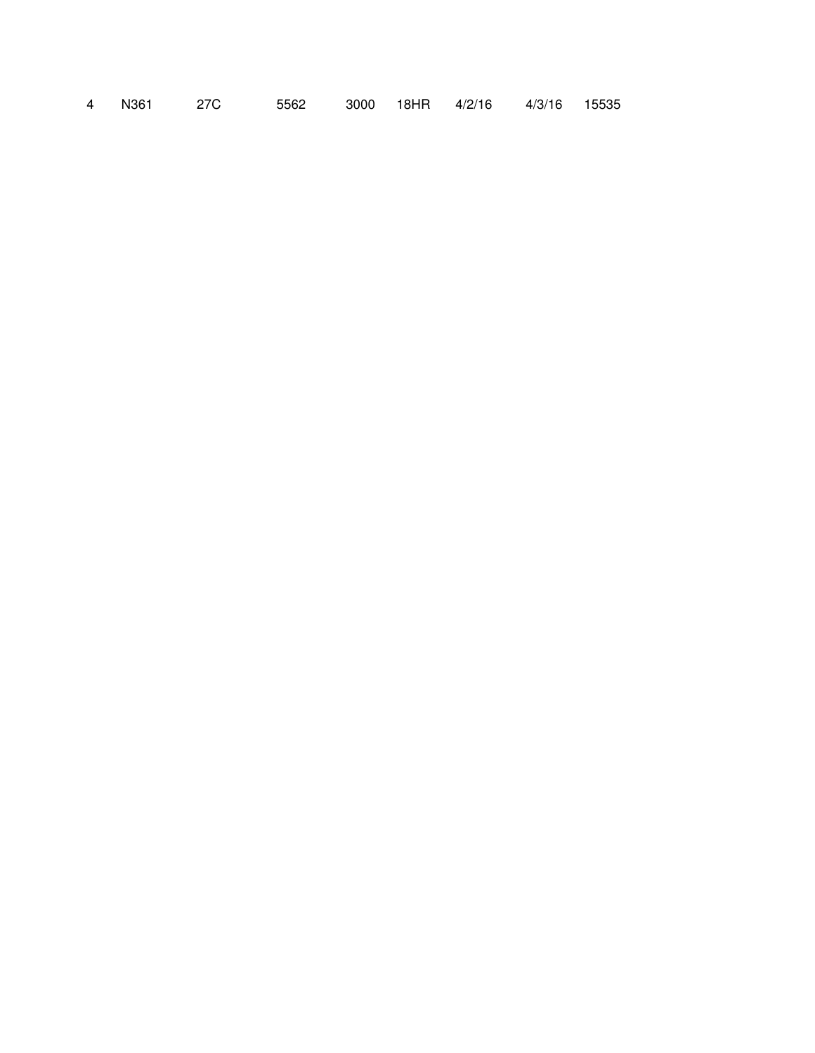| | | | | | | | | |
|---|---|---|---|---|---|---|---|---|
| 4 | N361 | 27C | 5562 | 3000 | 18HR | 4/2/16 | 4/3/16 | 15535 |